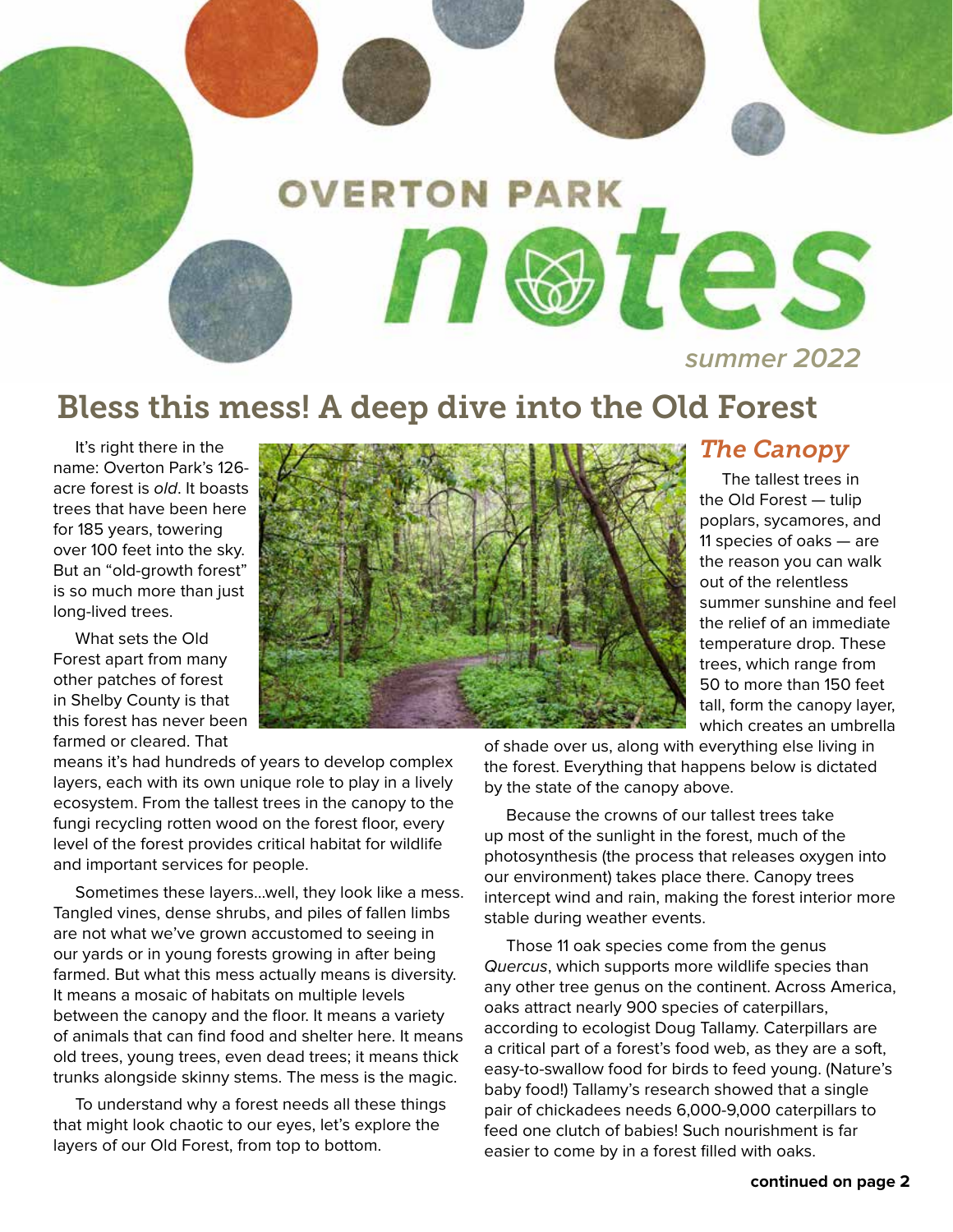# OVERTON PARK notes

*summer 2022*

## Bless this mess! A deep dive into the Old Forest

It's right there in the name: Overton Park's 126-acre forest is *old*. It boasts trees that have been here for 185 years, towering over 100 feet into the sky. But an "old-growth forest" is so much more than just long-lived trees.

What sets the Old Forest apart from many other patches of forest in Shelby County is that this forest has never been farmed or cleared. That means it's had hundreds of years to develop complex layers, each with its own unique role to play in a lively ecosystem. From the tallest trees in the canopy to the fungi recycling rotten wood on the forest floor, every level of the forest provides critical habitat for wildlife and important services for people.

Sometimes these layers...well, they look like a mess. Tangled vines, dense shrubs, and piles of fallen limbs are not what we've grown accustomed to seeing in our yards or in young forests growing in after being farmed. But what this mess actually means is diversity. It means a mosaic of habitats on multiple levels between the canopy and the floor. It means a variety of animals that can find food and shelter here. It means old trees, young trees, even dead trees; it means thick trunks alongside skinny stems. The mess is the magic.

To understand why a forest needs all these things that might look chaotic to our eyes, let's explore the layers of our Old Forest, from top to bottom.

### *The Canopy*

The tallest trees in the Old Forest — tulip poplars, sycamores, and 11 species of oaks — are the reason you can walk out of the relentless summer sunshine and feel the relief of an immediate temperature drop. These trees, which range from 50 to more than 150 feet tall, form the canopy layer, which creates an umbrella of shade over us, along with everything else living in the forest. Everything that happens below is dictated by the state of the canopy above.

Because the crowns of our tallest trees take up most of the sunlight in the forest, much of the photosynthesis (the process that releases oxygen into our environment) takes place there. Canopy trees intercept wind and rain, making the forest interior more stable during weather events.

Those 11 oak species come from the genus *Quercus*, which supports more wildlife species than any other tree genus on the continent. Across America, oaks attract nearly 900 species of caterpillars, according to ecologist Doug Tallamy. Caterpillars are a critical part of a forest's food web, as they are a soft, easy-to-swallow food for birds to feed young. (Nature's baby food!) Tallamy's research showed that a single pair of chickadees needs 6,000-9,000 caterpillars to feed one clutch of babies! Such nourishment is far easier to come by in a forest filled with oaks.

**continued on page 2**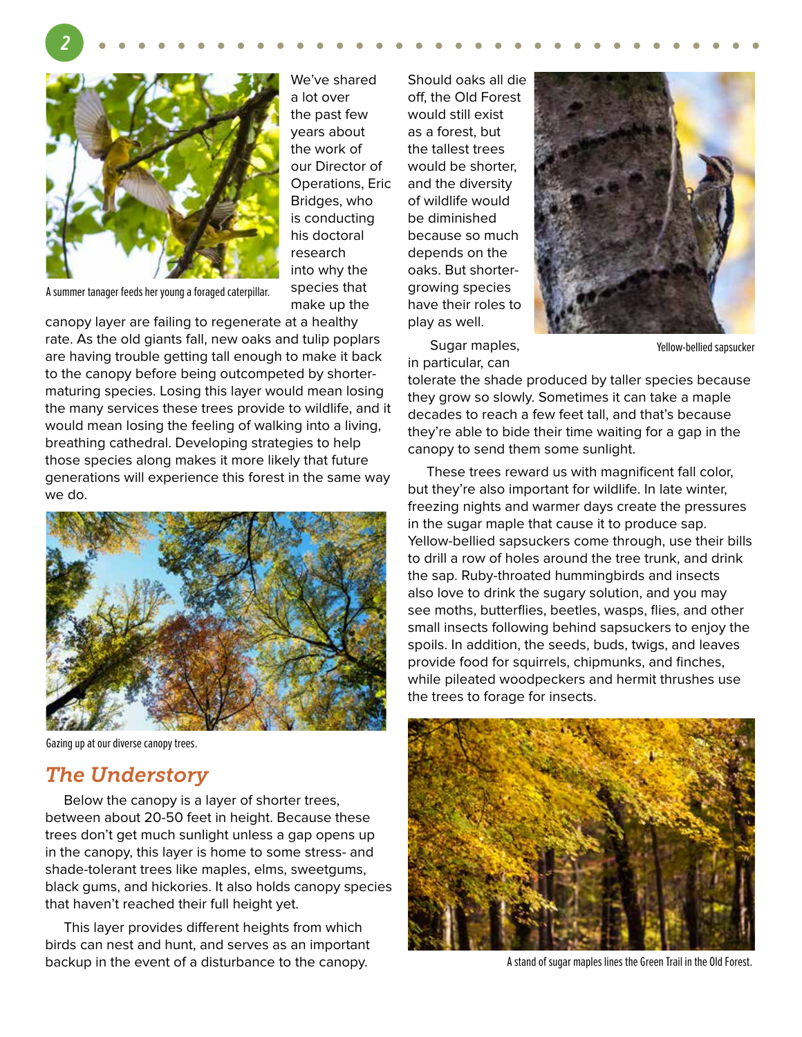A summer tanager feeds her young a foraged caterpillar.

We've shared a lot over the past few years about the work of our Director of Operations, Eric Bridges, who is conducting his doctoral research into why the species that make up the canopy layer are failing to regenerate at a healthy rate. As the old giants fall, new oaks and tulip poplars are having trouble getting tall enough to make it back to the canopy before being outcompeted by shorter-maturing species. Losing this layer would mean losing the many services these trees provide to wildlife, and it would mean losing the feeling of walking into a living, breathing cathedral. Developing strategies to help those species along makes it more likely that future generations will experience this forest in the same way we do.

Gazing up at our diverse canopy trees.

## *The Understory*

Below the canopy is a layer of shorter trees, between about 20-50 feet in height. Because these trees don't get much sunlight unless a gap opens up in the canopy, this layer is home to some stress- and shade-tolerant trees like maples, elms, sweetgums, black gums, and hickories. It also holds canopy species that haven't reached their full height yet.

This layer provides different heights from which birds can nest and hunt, and serves as an important backup in the event of a disturbance to the canopy. Should oaks all die off, the Old Forest would still exist as a forest, but the tallest trees would be shorter, and the diversity of wildlife would be diminished because so much depends on the oaks. But shorter-growing species have their roles to play as well.

Yellow-bellied sapsucker

Sugar maples, in particular, can tolerate the shade produced by taller species because they grow so slowly. Sometimes it can take a maple decades to reach a few feet tall, and that's because they're able to bide their time waiting for a gap in the canopy to send them some sunlight.

These trees reward us with magnificent fall color, but they're also important for wildlife. In late winter, freezing nights and warmer days create the pressures in the sugar maple that cause it to produce sap. Yellow-bellied sapsuckers come through, use their bills to drill a row of holes around the tree trunk, and drink the sap. Ruby-throated hummingbirds and insects also love to drink the sugary solution, and you may see moths, butterflies, beetles, wasps, flies, and other small insects following behind sapsuckers to enjoy the spoils. In addition, the seeds, buds, twigs, and leaves provide food for squirrels, chipmunks, and finches, while pileated woodpeckers and hermit thrushes use the trees to forage for insects.

A stand of sugar maples lines the Green Trail in the Old Forest.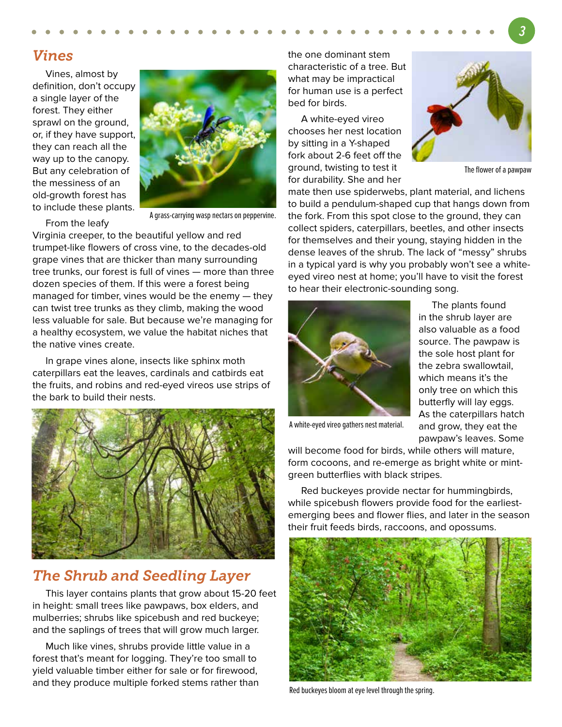## Vines

Vines, almost by definition, don't occupy a single layer of the forest. They either sprawl on the ground, or, if they have support, they can reach all the way up to the canopy. But any celebration of the messiness of an old-growth forest has to include these plants.

A grass-carrying wasp nectars on peppervine.

From the leafy Virginia creeper, to the beautiful yellow and red trumpet-like flowers of cross vine, to the decades-old grape vines that are thicker than many surrounding tree trunks, our forest is full of vines — more than three dozen species of them. If this were a forest being managed for timber, vines would be the enemy — they can twist tree trunks as they climb, making the wood less valuable for sale. But because we're managing for a healthy ecosystem, we value the habitat niches that the native vines create.

In grape vines alone, insects like sphinx moth caterpillars eat the leaves, cardinals and catbirds eat the fruits, and robins and red-eyed vireos use strips of the bark to build their nests.

## The Shrub and Seedling Layer

This layer contains plants that grow about 15-20 feet in height: small trees like pawpaws, box elders, and mulberries; shrubs like spicebush and red buckeye; and the saplings of trees that will grow much larger.

Much like vines, shrubs provide little value in a forest that's meant for logging. They're too small to yield valuable timber either for sale or for firewood, and they produce multiple forked stems rather than the one dominant stem characteristic of a tree. But what may be impractical for human use is a perfect bed for birds.

The flower of a pawpaw

A white-eyed vireo chooses her nest location by sitting in a Y-shaped fork about 2-6 feet off the ground, twisting to test it for durability. She and her mate then use spiderwebs, plant material, and lichens to build a pendulum-shaped cup that hangs down from the fork. From this spot close to the ground, they can collect spiders, caterpillars, beetles, and other insects for themselves and their young, staying hidden in the dense leaves of the shrub. The lack of "messy" shrubs in a typical yard is why you probably won't see a white-eyed vireo nest at home; you'll have to visit the forest to hear their electronic-sounding song.

A white-eyed vireo gathers nest material.

The plants found in the shrub layer are also valuable as a food source. The pawpaw is the sole host plant for the zebra swallowtail, which means it's the only tree on which this butterfly will lay eggs. As the caterpillars hatch and grow, they eat the pawpaw's leaves. Some will become food for birds, while others will mature, form cocoons, and re-emerge as bright white or mint-green butterflies with black stripes.

Red buckeyes provide nectar for hummingbirds, while spicebush flowers provide food for the earliest-emerging bees and flower flies, and later in the season their fruit feeds birds, raccoons, and opossums.

Red buckeyes bloom at eye level through the spring.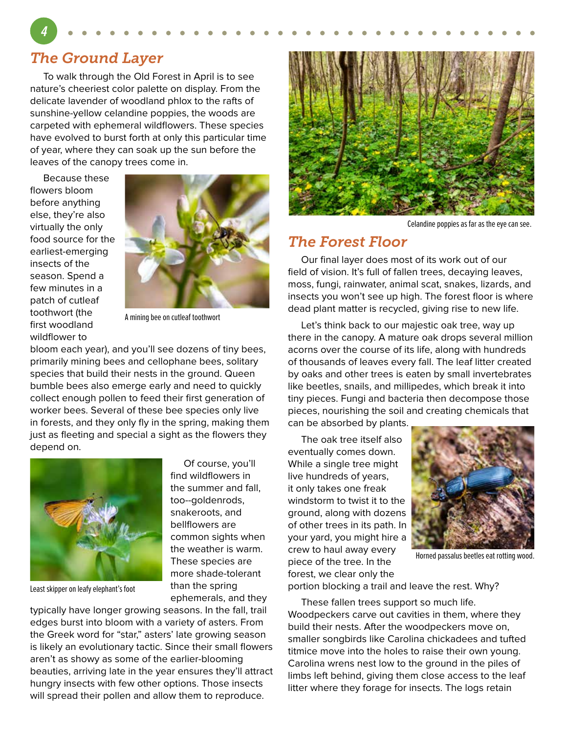## The Ground Layer

To walk through the Old Forest in April is to see nature's cheeriest color palette on display. From the delicate lavender of woodland phlox to the rafts of sunshine-yellow celandine poppies, the woods are carpeted with ephemeral wildflowers. These species have evolved to burst forth at only this particular time of year, where they can soak up the sun before the leaves of the canopy trees come in.

Because these flowers bloom before anything else, they're also virtually the only food source for the earliest-emerging insects of the season. Spend a few minutes in a patch of cutleaf toothwort (the first woodland wildflower to bloom each year), and you'll see dozens of tiny bees, primarily mining bees and cellophane bees, solitary species that build their nests in the ground. Queen bumble bees also emerge early and need to quickly collect enough pollen to feed their first generation of worker bees. Several of these bee species only live in forests, and they only fly in the spring, making them just as fleeting and special a sight as the flowers they depend on.

A mining bee on cutleaf toothwort

Of course, you'll find wildflowers in the summer and fall, too--goldenrods, snakeroots, and bellflowers are common sights when the weather is warm. These species are more shade-tolerant than the spring ephemerals, and they typically have longer growing seasons. In the fall, trail edges burst into bloom with a variety of asters. From the Greek word for "star," asters' late growing season is likely an evolutionary tactic. Since their small flowers aren't as showy as some of the earlier-blooming beauties, arriving late in the year ensures they'll attract hungry insects with few other options. Those insects will spread their pollen and allow them to reproduce.

Least skipper on leafy elephant's foot

Celandine poppies as far as the eye can see.

## The Forest Floor

Our final layer does most of its work out of our field of vision. It's full of fallen trees, decaying leaves, moss, fungi, rainwater, animal scat, snakes, lizards, and insects you won't see up high. The forest floor is where dead plant matter is recycled, giving rise to new life.

Let's think back to our majestic oak tree, way up there in the canopy. A mature oak drops several million acorns over the course of its life, along with hundreds of thousands of leaves every fall. The leaf litter created by oaks and other trees is eaten by small invertebrates like beetles, snails, and millipedes, which break it into tiny pieces. Fungi and bacteria then decompose those pieces, nourishing the soil and creating chemicals that can be absorbed by plants.

The oak tree itself also eventually comes down. While a single tree might live hundreds of years, it only takes one freak windstorm to twist it to the ground, along with dozens of other trees in its path. In your yard, you might hire a crew to haul away every piece of the tree. In the forest, we clear only the portion blocking a trail and leave the rest. Why?

Horned passalus beetles eat rotting wood.

These fallen trees support so much life. Woodpeckers carve out cavities in them, where they build their nests. After the woodpeckers move on, smaller songbirds like Carolina chickadees and tufted titmice move into the holes to raise their own young. Carolina wrens nest low to the ground in the piles of limbs left behind, giving them close access to the leaf litter where they forage for insects. The logs retain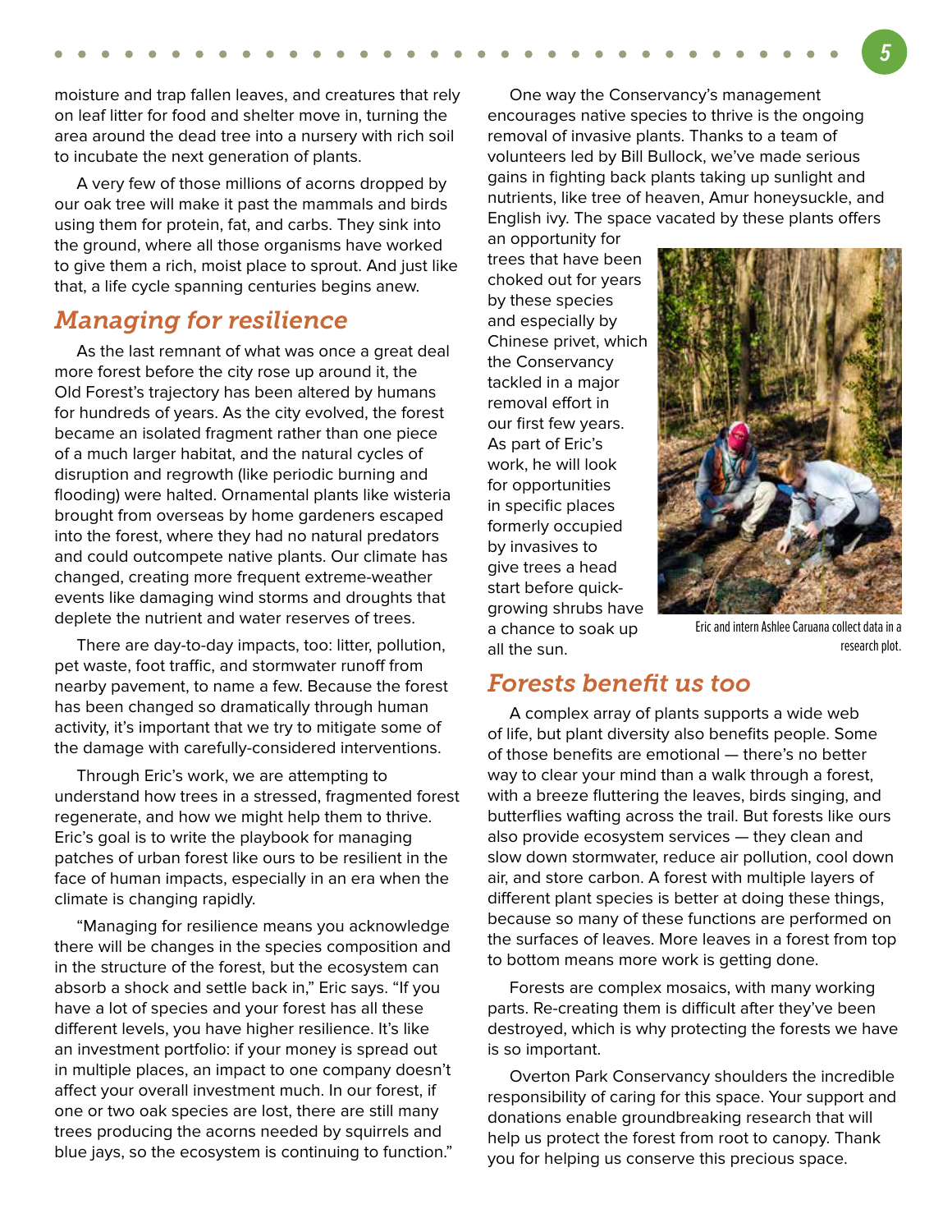moisture and trap fallen leaves, and creatures that rely on leaf litter for food and shelter move in, turning the area around the dead tree into a nursery with rich soil to incubate the next generation of plants.

A very few of those millions of acorns dropped by our oak tree will make it past the mammals and birds using them for protein, fat, and carbs. They sink into the ground, where all those organisms have worked to give them a rich, moist place to sprout. And just like that, a life cycle spanning centuries begins anew.

## Managing for resilience

As the last remnant of what was once a great deal more forest before the city rose up around it, the Old Forest's trajectory has been altered by humans for hundreds of years. As the city evolved, the forest became an isolated fragment rather than one piece of a much larger habitat, and the natural cycles of disruption and regrowth (like periodic burning and flooding) were halted. Ornamental plants like wisteria brought from overseas by home gardeners escaped into the forest, where they had no natural predators and could outcompete native plants. Our climate has changed, creating more frequent extreme-weather events like damaging wind storms and droughts that deplete the nutrient and water reserves of trees.

There are day-to-day impacts, too: litter, pollution, pet waste, foot traffic, and stormwater runoff from nearby pavement, to name a few. Because the forest has been changed so dramatically through human activity, it's important that we try to mitigate some of the damage with carefully-considered interventions.

Through Eric's work, we are attempting to understand how trees in a stressed, fragmented forest regenerate, and how we might help them to thrive. Eric's goal is to write the playbook for managing patches of urban forest like ours to be resilient in the face of human impacts, especially in an era when the climate is changing rapidly.

"Managing for resilience means you acknowledge there will be changes in the species composition and in the structure of the forest, but the ecosystem can absorb a shock and settle back in," Eric says. "If you have a lot of species and your forest has all these different levels, you have higher resilience. It's like an investment portfolio: if your money is spread out in multiple places, an impact to one company doesn't affect your overall investment much. In our forest, if one or two oak species are lost, there are still many trees producing the acorns needed by squirrels and blue jays, so the ecosystem is continuing to function."

One way the Conservancy's management encourages native species to thrive is the ongoing removal of invasive plants. Thanks to a team of volunteers led by Bill Bullock, we've made serious gains in fighting back plants taking up sunlight and nutrients, like tree of heaven, Amur honeysuckle, and English ivy. The space vacated by these plants offers an opportunity for trees that have been choked out for years by these species and especially by Chinese privet, which the Conservancy tackled in a major removal effort in our first few years. As part of Eric's work, he will look for opportunities in specific places formerly occupied by invasives to give trees a head start before quick-growing shrubs have a chance to soak up all the sun.

Eric and intern Ashlee Caruana collect data in a research plot.

## Forests benefit us too

A complex array of plants supports a wide web of life, but plant diversity also benefits people. Some of those benefits are emotional — there's no better way to clear your mind than a walk through a forest, with a breeze fluttering the leaves, birds singing, and butterflies wafting across the trail. But forests like ours also provide ecosystem services — they clean and slow down stormwater, reduce air pollution, cool down air, and store carbon. A forest with multiple layers of different plant species is better at doing these things, because so many of these functions are performed on the surfaces of leaves. More leaves in a forest from top to bottom means more work is getting done.

Forests are complex mosaics, with many working parts. Re-creating them is difficult after they've been destroyed, which is why protecting the forests we have is so important.

Overton Park Conservancy shoulders the incredible responsibility of caring for this space. Your support and donations enable groundbreaking research that will help us protect the forest from root to canopy. Thank you for helping us conserve this precious space.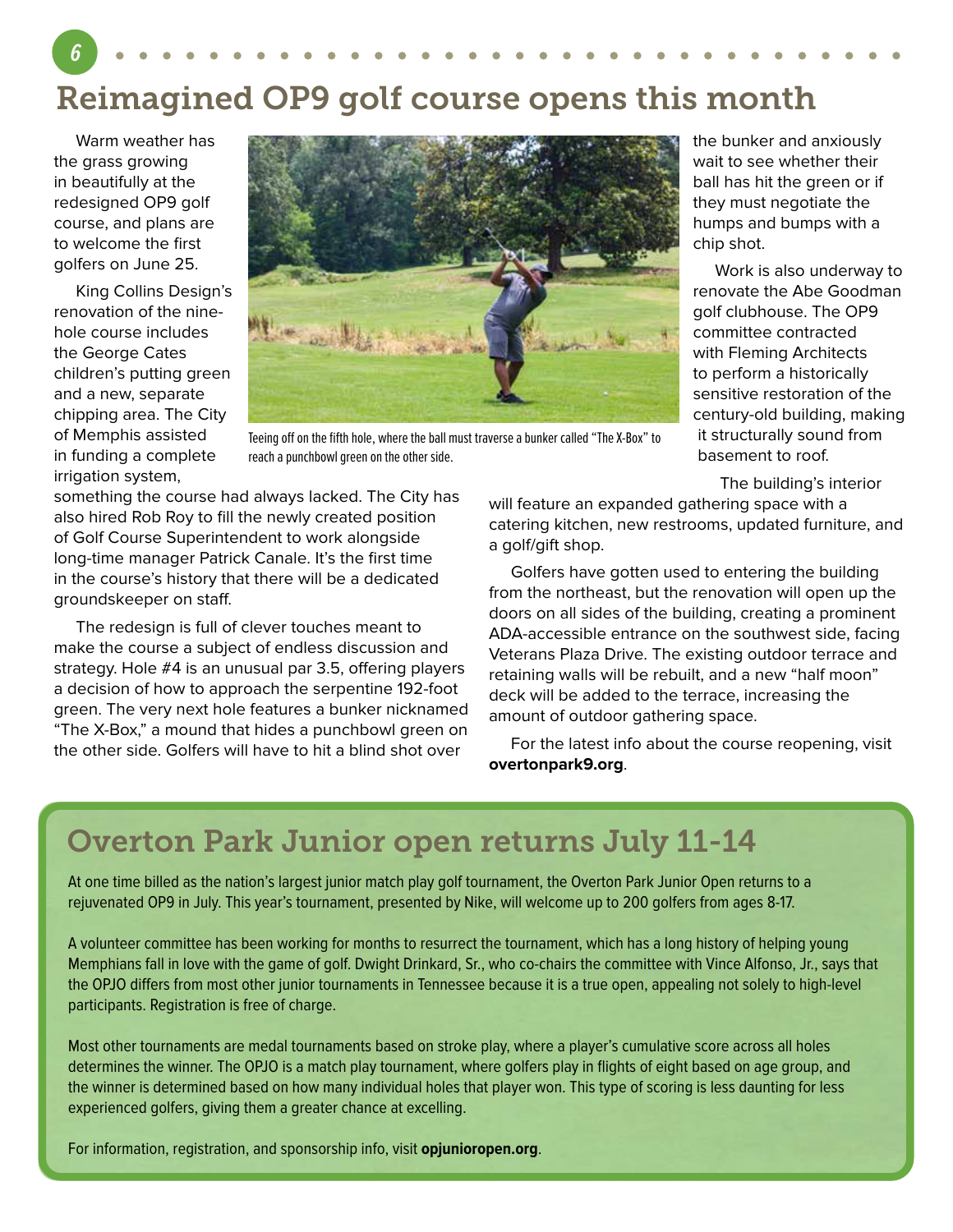# Reimagined OP9 golf course opens this month

Warm weather has the grass growing in beautifully at the redesigned OP9 golf course, and plans are to welcome the first golfers on June 25.

King Collins Design's renovation of the nine-hole course includes the George Cates children's putting green and a new, separate chipping area. The City of Memphis assisted in funding a complete irrigation system, something the course had always lacked. The City has also hired Rob Roy to fill the newly created position of Golf Course Superintendent to work alongside long-time manager Patrick Canale. It's the first time in the course's history that there will be a dedicated groundskeeper on staff.

Teeing off on the fifth hole, where the ball must traverse a bunker called "The X-Box" to reach a punchbowl green on the other side.

The redesign is full of clever touches meant to make the course a subject of endless discussion and strategy. Hole #4 is an unusual par 3.5, offering players a decision of how to approach the serpentine 192-foot green. The very next hole features a bunker nicknamed "The X-Box," a mound that hides a punchbowl green on the other side. Golfers will have to hit a blind shot over the bunker and anxiously wait to see whether their ball has hit the green or if they must negotiate the humps and bumps with a chip shot.

Work is also underway to renovate the Abe Goodman golf clubhouse. The OP9 committee contracted with Fleming Architects to perform a historically sensitive restoration of the century-old building, making it structurally sound from basement to roof.

The building's interior will feature an expanded gathering space with a catering kitchen, new restrooms, updated furniture, and a golf/gift shop.

Golfers have gotten used to entering the building from the northeast, but the renovation will open up the doors on all sides of the building, creating a prominent ADA-accessible entrance on the southwest side, facing Veterans Plaza Drive. The existing outdoor terrace and retaining walls will be rebuilt, and a new "half moon" deck will be added to the terrace, increasing the amount of outdoor gathering space.

For the latest info about the course reopening, visit **overtonpark9.org**.

## Overton Park Junior open returns July 11-14

At one time billed as the nation's largest junior match play golf tournament, the Overton Park Junior Open returns to a rejuvenated OP9 in July. This year's tournament, presented by Nike, will welcome up to 200 golfers from ages 8-17.

A volunteer committee has been working for months to resurrect the tournament, which has a long history of helping young Memphians fall in love with the game of golf. Dwight Drinkard, Sr., who co-chairs the committee with Vince Alfonso, Jr., says that the OPJO differs from most other junior tournaments in Tennessee because it is a true open, appealing not solely to high-level participants. Registration is free of charge.

Most other tournaments are medal tournaments based on stroke play, where a player's cumulative score across all holes determines the winner. The OPJO is a match play tournament, where golfers play in flights of eight based on age group, and the winner is determined based on how many individual holes that player won. This type of scoring is less daunting for less experienced golfers, giving them a greater chance at excelling.

For information, registration, and sponsorship info, visit **opjunioropen.org**.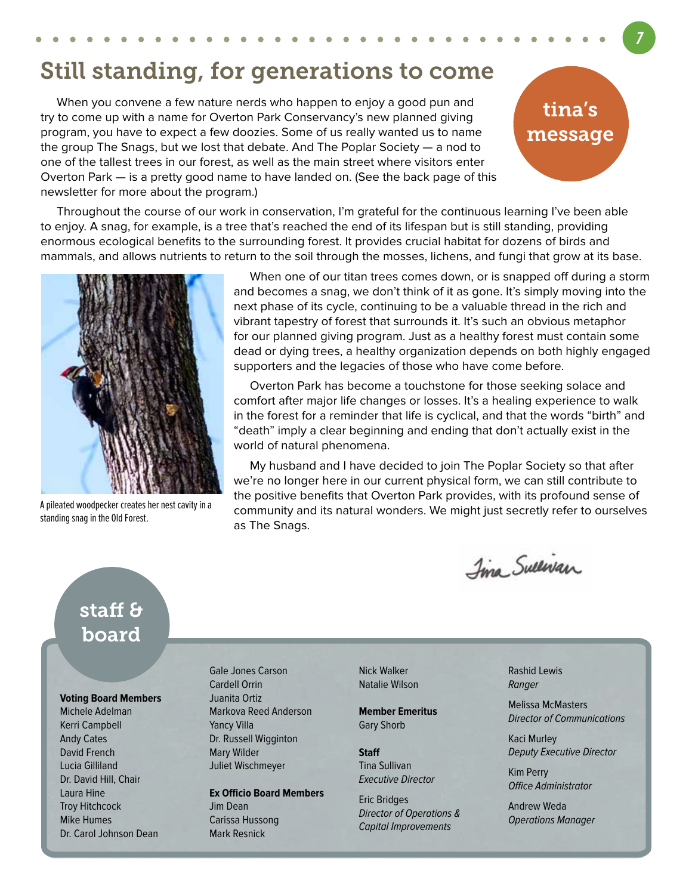# Still standing, for generations to come

## tina's message

When you convene a few nature nerds who happen to enjoy a good pun and try to come up with a name for Overton Park Conservancy's new planned giving program, you have to expect a few doozies. Some of us really wanted us to name the group The Snags, but we lost that debate. And The Poplar Society — a nod to one of the tallest trees in our forest, as well as the main street where visitors enter Overton Park — is a pretty good name to have landed on. (See the back page of this newsletter for more about the program.)

Throughout the course of our work in conservation, I'm grateful for the continuous learning I've been able to enjoy. A snag, for example, is a tree that's reached the end of its lifespan but is still standing, providing enormous ecological benefits to the surrounding forest. It provides crucial habitat for dozens of birds and mammals, and allows nutrients to return to the soil through the mosses, lichens, and fungi that grow at its base.

A pileated woodpecker creates her nest cavity in a standing snag in the Old Forest.

When one of our titan trees comes down, or is snapped off during a storm and becomes a snag, we don't think of it as gone. It's simply moving into the next phase of its cycle, continuing to be a valuable thread in the rich and vibrant tapestry of forest that surrounds it. It's such an obvious metaphor for our planned giving program. Just as a healthy forest must contain some dead or dying trees, a healthy organization depends on both highly engaged supporters and the legacies of those who have come before.

Overton Park has become a touchstone for those seeking solace and comfort after major life changes or losses. It's a healing experience to walk in the forest for a reminder that life is cyclical, and that the words "birth" and "death" imply a clear beginning and ending that don't actually exist in the world of natural phenomena.

My husband and I have decided to join The Poplar Society so that after we're no longer here in our current physical form, we can still contribute to the positive benefits that Overton Park provides, with its profound sense of community and its natural wonders. We might just secretly refer to ourselves as The Snags.

Tina Sullivan

## staff & board

**Voting Board Members**
Michele Adelman
Kerri Campbell
Andy Cates
David French
Lucia Gilliland
Dr. David Hill, Chair
Laura Hine
Troy Hitchcock
Mike Humes
Dr. Carol Johnson Dean
Gale Jones Carson
Cardell Orrin
Juanita Ortiz
Markova Reed Anderson
Yancy Villa
Dr. Russell Wigginton
Mary Wilder
Juliet Wischmeyer
Nick Walker
Natalie Wilson

**Ex Officio Board Members**
Jim Dean
Carissa Hussong
Mark Resnick

**Member Emeritus**
Gary Shorb

**Staff**
Tina Sullivan
*Executive Director*

Eric Bridges
*Director of Operations & Capital Improvements*

Rashid Lewis
*Ranger*

Melissa McMasters
*Director of Communications*

Kaci Murley
*Deputy Executive Director*

Kim Perry
*Office Administrator*

Andrew Weda
*Operations Manager*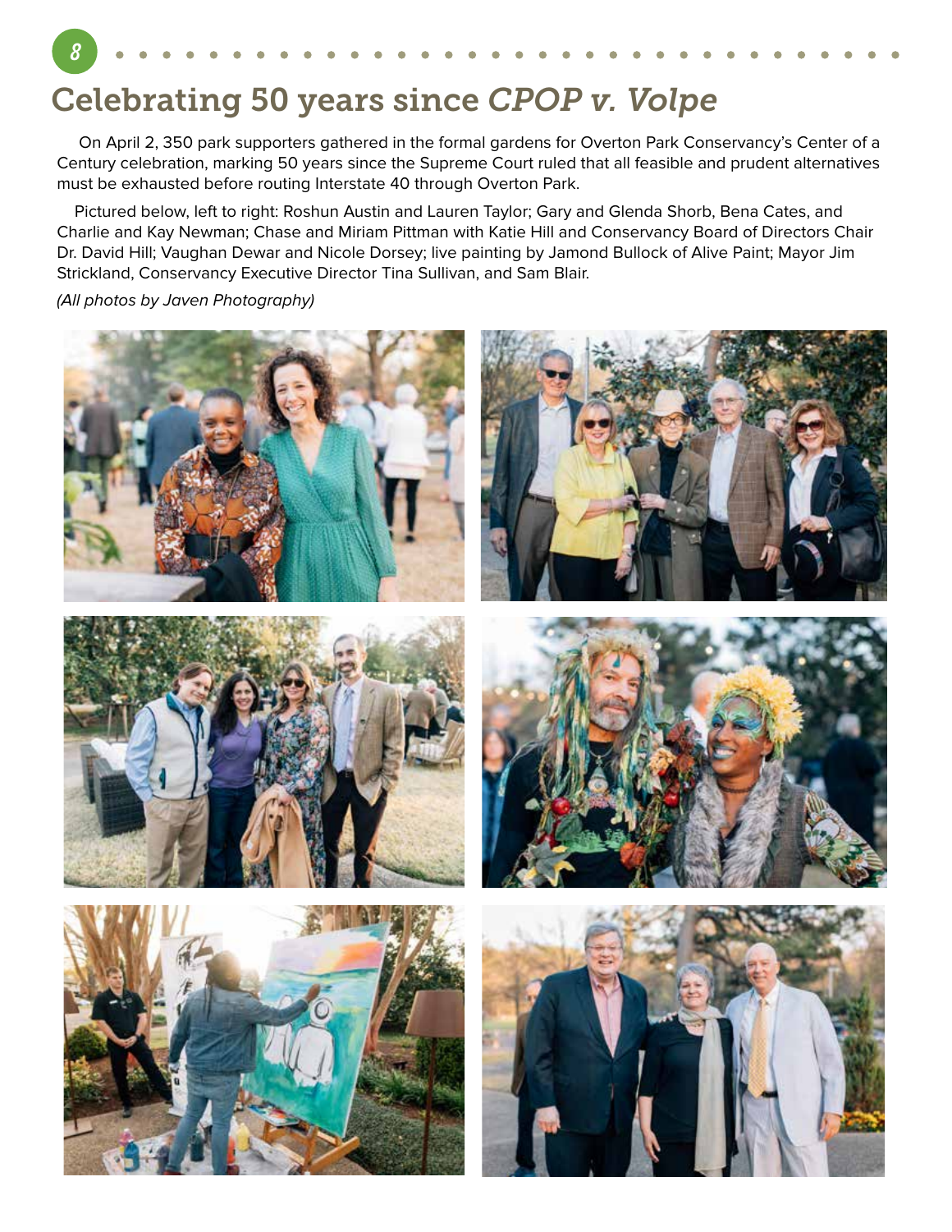# Celebrating 50 years since *CPOP v. Volpe*

On April 2, 350 park supporters gathered in the formal gardens for Overton Park Conservancy's Center of a Century celebration, marking 50 years since the Supreme Court ruled that all feasible and prudent alternatives must be exhausted before routing Interstate 40 through Overton Park.

Pictured below, left to right: Roshun Austin and Lauren Taylor; Gary and Glenda Shorb, Bena Cates, and Charlie and Kay Newman; Chase and Miriam Pittman with Katie Hill and Conservancy Board of Directors Chair Dr. David Hill; Vaughan Dewar and Nicole Dorsey; live painting by Jamond Bullock of Alive Paint; Mayor Jim Strickland, Conservancy Executive Director Tina Sullivan, and Sam Blair.

*(All photos by Javen Photography)*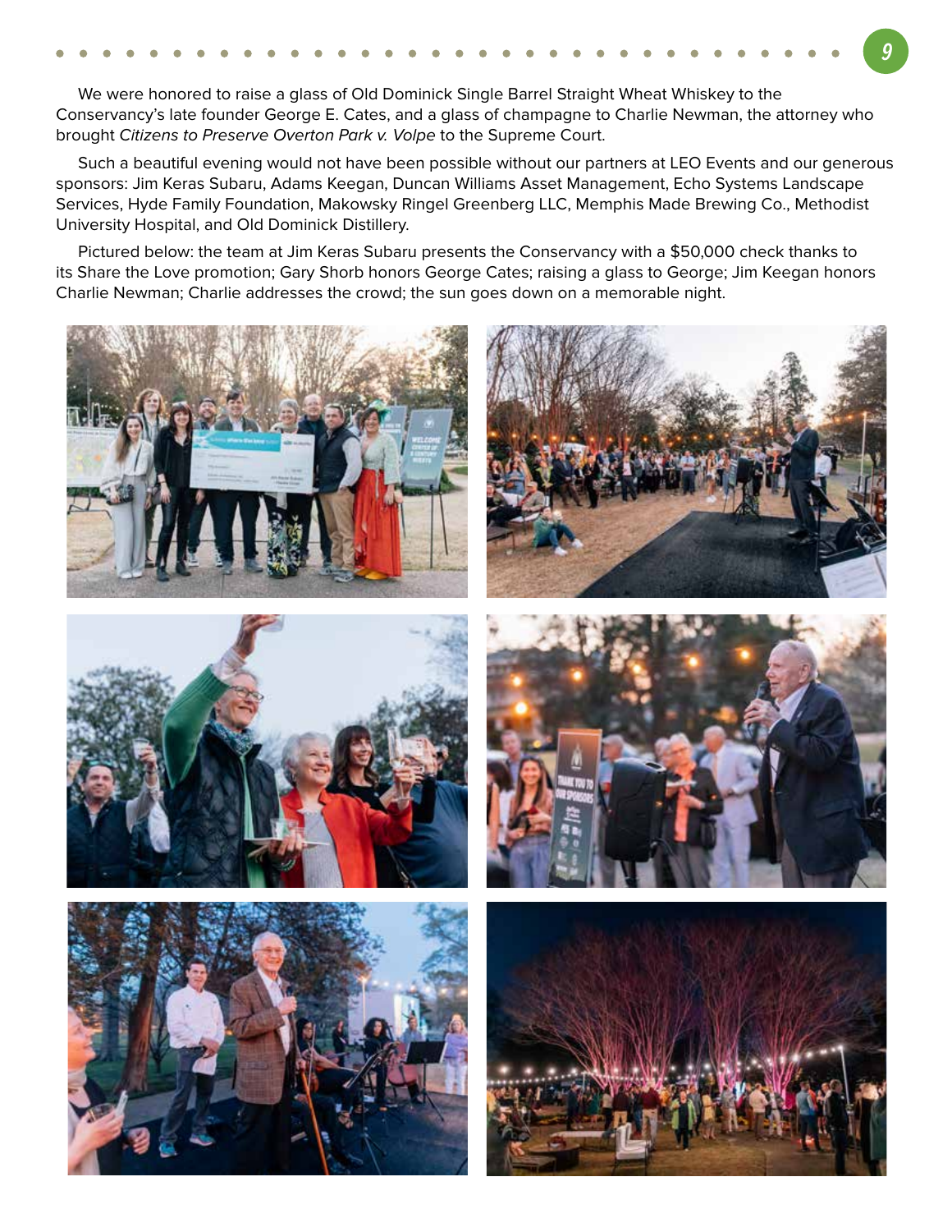We were honored to raise a glass of Old Dominick Single Barrel Straight Wheat Whiskey to the Conservancy's late founder George E. Cates, and a glass of champagne to Charlie Newman, the attorney who brought *Citizens to Preserve Overton Park v. Volpe* to the Supreme Court.

Such a beautiful evening would not have been possible without our partners at LEO Events and our generous sponsors: Jim Keras Subaru, Adams Keegan, Duncan Williams Asset Management, Echo Systems Landscape Services, Hyde Family Foundation, Makowsky Ringel Greenberg LLC, Memphis Made Brewing Co., Methodist University Hospital, and Old Dominick Distillery.

Pictured below: the team at Jim Keras Subaru presents the Conservancy with a $50,000 check thanks to its Share the Love promotion; Gary Shorb honors George Cates; raising a glass to George; Jim Keegan honors Charlie Newman; Charlie addresses the crowd; the sun goes down on a memorable night.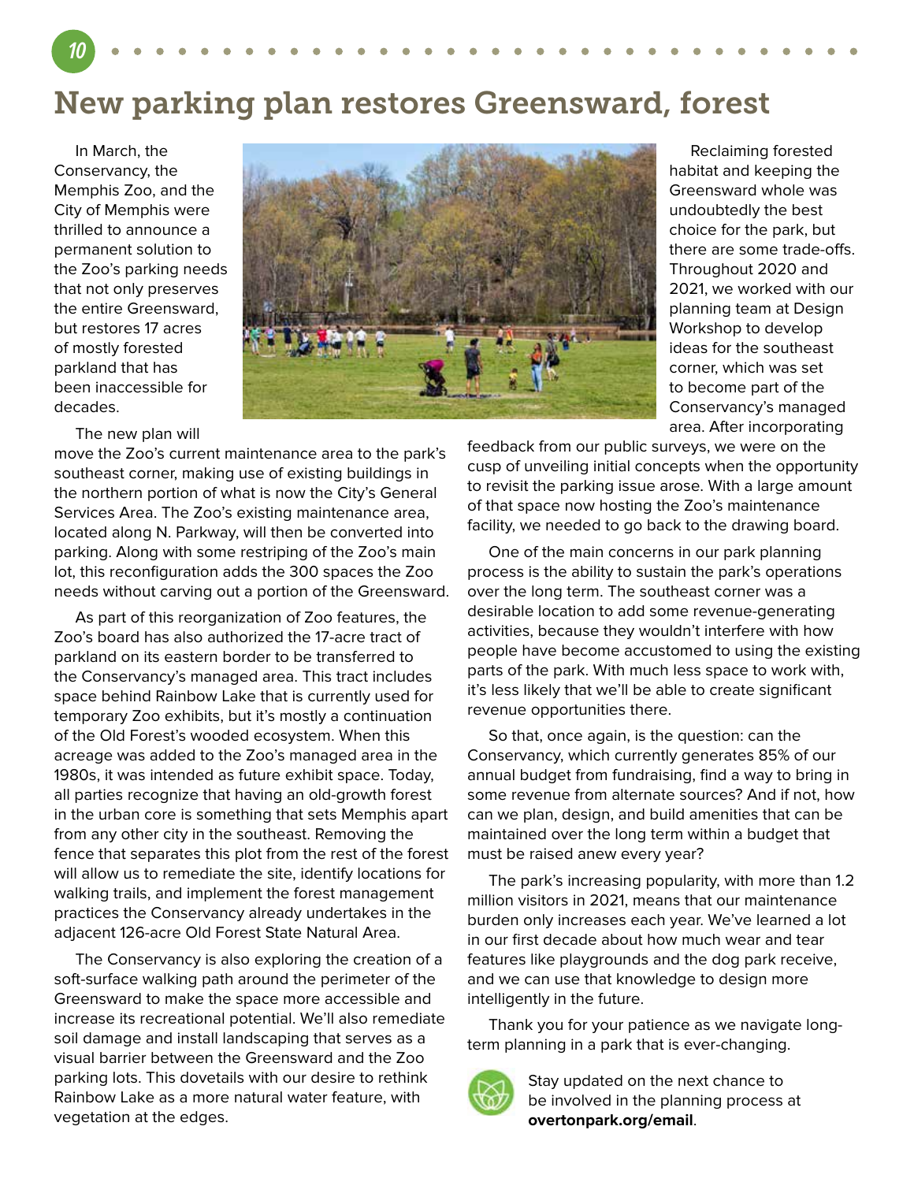# New parking plan restores Greensward, forest

In March, the Conservancy, the Memphis Zoo, and the City of Memphis were thrilled to announce a permanent solution to the Zoo's parking needs that not only preserves the entire Greensward, but restores 17 acres of mostly forested parkland that has been inaccessible for decades.

The new plan will move the Zoo's current maintenance area to the park's southeast corner, making use of existing buildings in the northern portion of what is now the City's General Services Area. The Zoo's existing maintenance area, located along N. Parkway, will then be converted into parking. Along with some restriping of the Zoo's main lot, this reconfiguration adds the 300 spaces the Zoo needs without carving out a portion of the Greensward.

As part of this reorganization of Zoo features, the Zoo's board has also authorized the 17-acre tract of parkland on its eastern border to be transferred to the Conservancy's managed area. This tract includes space behind Rainbow Lake that is currently used for temporary Zoo exhibits, but it's mostly a continuation of the Old Forest's wooded ecosystem. When this acreage was added to the Zoo's managed area in the 1980s, it was intended as future exhibit space. Today, all parties recognize that having an old-growth forest in the urban core is something that sets Memphis apart from any other city in the southeast. Removing the fence that separates this plot from the rest of the forest will allow us to remediate the site, identify locations for walking trails, and implement the forest management practices the Conservancy already undertakes in the adjacent 126-acre Old Forest State Natural Area.

The Conservancy is also exploring the creation of a soft-surface walking path around the perimeter of the Greensward to make the space more accessible and increase its recreational potential. We'll also remediate soil damage and install landscaping that serves as a visual barrier between the Greensward and the Zoo parking lots. This dovetails with our desire to rethink Rainbow Lake as a more natural water feature, with vegetation at the edges.

Reclaiming forested habitat and keeping the Greensward whole was undoubtedly the best choice for the park, but there are some trade-offs. Throughout 2020 and 2021, we worked with our planning team at Design Workshop to develop ideas for the southeast corner, which was set to become part of the Conservancy's managed area. After incorporating feedback from our public surveys, we were on the cusp of unveiling initial concepts when the opportunity to revisit the parking issue arose. With a large amount of that space now hosting the Zoo's maintenance facility, we needed to go back to the drawing board.

One of the main concerns in our park planning process is the ability to sustain the park's operations over the long term. The southeast corner was a desirable location to add some revenue-generating activities, because they wouldn't interfere with how people have become accustomed to using the existing parts of the park. With much less space to work with, it's less likely that we'll be able to create significant revenue opportunities there.

So that, once again, is the question: can the Conservancy, which currently generates 85% of our annual budget from fundraising, find a way to bring in some revenue from alternate sources? And if not, how can we plan, design, and build amenities that can be maintained over the long term within a budget that must be raised anew every year?

The park's increasing popularity, with more than 1.2 million visitors in 2021, means that our maintenance burden only increases each year. We've learned a lot in our first decade about how much wear and tear features like playgrounds and the dog park receive, and we can use that knowledge to design more intelligently in the future.

Thank you for your patience as we navigate long-term planning in a park that is ever-changing.

Stay updated on the next chance to be involved in the planning process at **overtonpark.org/email**.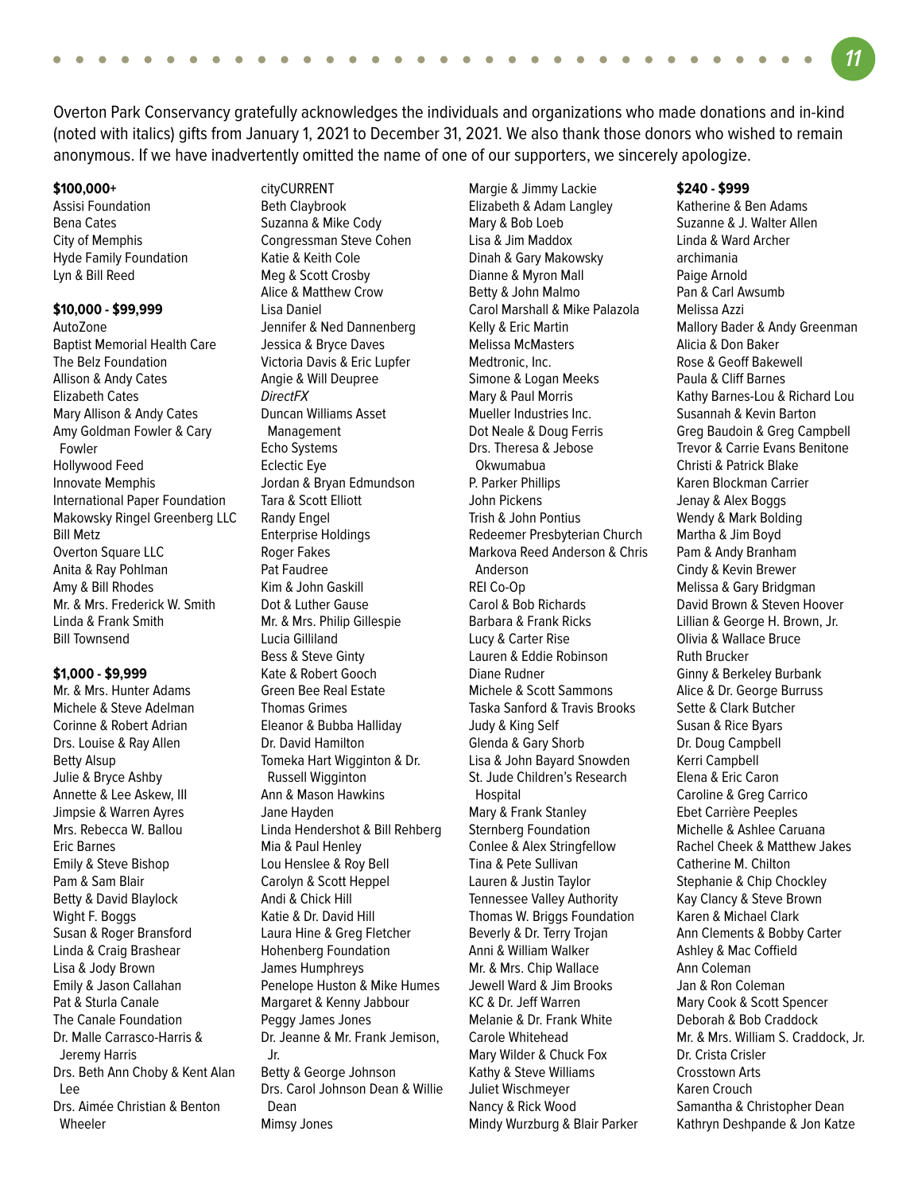Overton Park Conservancy gratefully acknowledges the individuals and organizations who made donations and in-kind (noted with italics) gifts from January 1, 2021 to December 31, 2021. We also thank those donors who wished to remain anonymous. If we have inadvertently omitted the name of one of our supporters, we sincerely apologize.

**$100,000+**

Assisi Foundation
Bena Cates
City of Memphis
Hyde Family Foundation
Lyn & Bill Reed

**$10,000 - $99,999**

AutoZone
Baptist Memorial Health Care
The Belz Foundation
Allison & Andy Cates
Elizabeth Cates
Mary Allison & Andy Cates
Amy Goldman Fowler & Cary Fowler
Hollywood Feed
Innovate Memphis
International Paper Foundation
Makowsky Ringel Greenberg LLC
Bill Metz
Overton Square LLC
Anita & Ray Pohlman
Amy & Bill Rhodes
Mr. & Mrs. Frederick W. Smith
Linda & Frank Smith
Bill Townsend

**$1,000 - $9,999**

Mr. & Mrs. Hunter Adams
Michele & Steve Adelman
Corinne & Robert Adrian
Drs. Louise & Ray Allen
Betty Alsup
Julie & Bryce Ashby
Annette & Lee Askew, III
Jimpsie & Warren Ayres
Mrs. Rebecca W. Ballou
Eric Barnes
Emily & Steve Bishop
Pam & Sam Blair
Betty & David Blaylock
Wight F. Boggs
Susan & Roger Bransford
Linda & Craig Brashear
Lisa & Jody Brown
Emily & Jason Callahan
Pat & Sturla Canale
The Canale Foundation
Dr. Malle Carrasco-Harris & Jeremy Harris
Drs. Beth Ann Choby & Kent Alan Lee
Drs. Aimée Christian & Benton Wheeler
cityCURRENT
Beth Claybrook
Suzanna & Mike Cody
Congressman Steve Cohen
Katie & Keith Cole
Meg & Scott Crosby
Alice & Matthew Crow
Lisa Daniel
Jennifer & Ned Dannenberg
Jessica & Bryce Daves
Victoria Davis & Eric Lupfer
Angie & Will Deupree
*DirectFX*
Duncan Williams Asset Management
Echo Systems
Eclectic Eye
Jordan & Bryan Edmundson
Tara & Scott Elliott
Randy Engel
Enterprise Holdings
Roger Fakes
Pat Faudree
Kim & John Gaskill
Dot & Luther Gause
Mr. & Mrs. Philip Gillespie
Lucia Gilliland
Bess & Steve Ginty
Kate & Robert Gooch
Green Bee Real Estate
Thomas Grimes
Eleanor & Bubba Halliday
Dr. David Hamilton
Tomeka Hart Wigginton & Dr. Russell Wigginton
Ann & Mason Hawkins
Jane Hayden
Linda Hendershot & Bill Rehberg
Mia & Paul Henley
Lou Henslee & Roy Bell
Carolyn & Scott Heppel
Andi & Chick Hill
Katie & Dr. David Hill
Laura Hine & Greg Fletcher
Hohenberg Foundation
James Humphreys
Penelope Huston & Mike Humes
Margaret & Kenny Jabbour
Peggy James Jones
Dr. Jeanne & Mr. Frank Jemison, Jr.
Betty & George Johnson
Drs. Carol Johnson Dean & Willie Dean
Mimsy Jones
Margie & Jimmy Lackie
Elizabeth & Adam Langley
Mary & Bob Loeb
Lisa & Jim Maddox
Dinah & Gary Makowsky
Dianne & Myron Mall
Betty & John Malmo
Carol Marshall & Mike Palazola
Kelly & Eric Martin
Melissa McMasters
Medtronic, Inc.
Simone & Logan Meeks
Mary & Paul Morris
Mueller Industries Inc.
Dot Neale & Doug Ferris
Drs. Theresa & Jebose Okwumabua
P. Parker Phillips
John Pickens
Trish & John Pontius
Redeemer Presbyterian Church
Markova Reed Anderson & Chris Anderson
REI Co-Op
Carol & Bob Richards
Barbara & Frank Ricks
Lucy & Carter Rise
Lauren & Eddie Robinson
Diane Rudner
Michele & Scott Sammons
Taska Sanford & Travis Brooks
Judy & King Self
Glenda & Gary Shorb
Lisa & John Bayard Snowden
St. Jude Children's Research Hospital
Mary & Frank Stanley
Sternberg Foundation
Conlee & Alex Stringfellow
Tina & Pete Sullivan
Lauren & Justin Taylor
Tennessee Valley Authority
Thomas W. Briggs Foundation
Beverly & Dr. Terry Trojan
Anni & William Walker
Mr. & Mrs. Chip Wallace
Jewell Ward & Jim Brooks
KC & Dr. Jeff Warren
Melanie & Dr. Frank White
Carole Whitehead
Mary Wilder & Chuck Fox
Kathy & Steve Williams
Juliet Wischmeyer
Nancy & Rick Wood
Mindy Wurzburg & Blair Parker

**$240 - $999**

Katherine & Ben Adams
Suzanne & J. Walter Allen
Linda & Ward Archer
archimania
Paige Arnold
Pan & Carl Awsumb
Melissa Azzi
Mallory Bader & Andy Greenman
Alicia & Don Baker
Rose & Geoff Bakewell
Paula & Cliff Barnes
Kathy Barnes-Lou & Richard Lou
Susannah & Kevin Barton
Greg Baudoin & Greg Campbell
Trevor & Carrie Evans Benitone
Christi & Patrick Blake
Karen Blockman Carrier
Jenay & Alex Boggs
Wendy & Mark Bolding
Martha & Jim Boyd
Pam & Andy Branham
Cindy & Kevin Brewer
Melissa & Gary Bridgman
David Brown & Steven Hoover
Lillian & George H. Brown, Jr.
Olivia & Wallace Bruce
Ruth Brucker
Ginny & Berkeley Burbank
Alice & Dr. George Burruss
Sette & Clark Butcher
Susan & Rice Byars
Dr. Doug Campbell
Kerri Campbell
Elena & Eric Caron
Caroline & Greg Carrico
Ebet Carrière Peeples
Michelle & Ashlee Caruana
Rachel Cheek & Matthew Jakes
Catherine M. Chilton
Stephanie & Chip Chockley
Kay Clancy & Steve Brown
Karen & Michael Clark
Ann Clements & Bobby Carter
Ashley & Mac Coffield
Ann Coleman
Jan & Ron Coleman
Mary Cook & Scott Spencer
Deborah & Bob Craddock
Mr. & Mrs. William S. Craddock, Jr.
Dr. Crista Crisler
Crosstown Arts
Karen Crouch
Samantha & Christopher Dean
Kathryn Deshpande & Jon Katze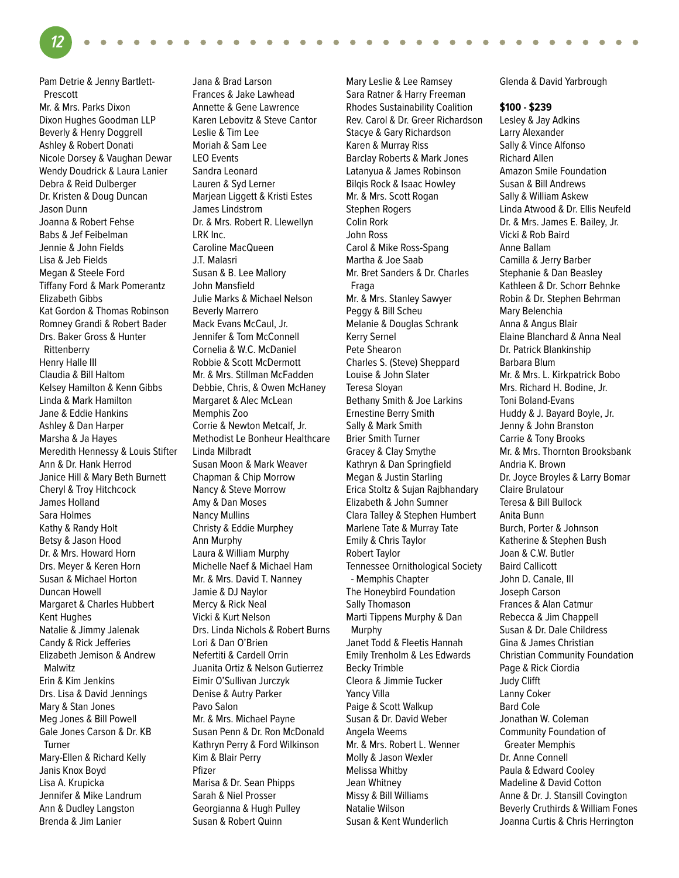Pam Detrie & Jenny Bartlett-Prescott
Mr. & Mrs. Parks Dixon
Dixon Hughes Goodman LLP
Beverly & Henry Doggrell
Ashley & Robert Donati
Nicole Dorsey & Vaughan Dewar
Wendy Doudrick & Laura Lanier
Debra & Reid Dulberger
Dr. Kristen & Doug Duncan
Jason Dunn
Joanna & Robert Fehse
Babs & Jef Feibelman
Jennie & John Fields
Lisa & Jeb Fields
Megan & Steele Ford
Tiffany Ford & Mark Pomerantz
Elizabeth Gibbs
Kat Gordon & Thomas Robinson
Romney Grandi & Robert Bader
Drs. Baker Gross & Hunter Rittenberry
Henry Halle III
Claudia & Bill Haltom
Kelsey Hamilton & Kenn Gibbs
Linda & Mark Hamilton
Jane & Eddie Hankins
Ashley & Dan Harper
Marsha & Ja Hayes
Meredith Hennessy & Louis Stifter
Ann & Dr. Hank Herrod
Janice Hill & Mary Beth Burnett
Cheryl & Troy Hitchcock
James Holland
Sara Holmes
Kathy & Randy Holt
Betsy & Jason Hood
Dr. & Mrs. Howard Horn
Drs. Meyer & Keren Horn
Susan & Michael Horton
Duncan Howell
Margaret & Charles Hubbert
Kent Hughes
Natalie & Jimmy Jalenak
Candy & Rick Jefferies
Elizabeth Jemison & Andrew Malwitz
Erin & Kim Jenkins
Drs. Lisa & David Jennings
Mary & Stan Jones
Meg Jones & Bill Powell
Gale Jones Carson & Dr. KB Turner
Mary-Ellen & Richard Kelly
Janis Knox Boyd
Lisa A. Krupicka
Jennifer & Mike Landrum
Ann & Dudley Langston
Brenda & Jim Lanier
Jana & Brad Larson
Frances & Jake Lawhead
Annette & Gene Lawrence
Karen Lebovitz & Steve Cantor
Leslie & Tim Lee
Moriah & Sam Lee
LEO Events
Sandra Leonard
Lauren & Syd Lerner
Marjean Liggett & Kristi Estes
James Lindstrom
Dr. & Mrs. Robert R. Llewellyn
LRK Inc.
Caroline MacQueen
J.T. Malasri
Susan & B. Lee Mallory
John Mansfield
Julie Marks & Michael Nelson
Beverly Marrero
Mack Evans McCaul, Jr.
Jennifer & Tom McConnell
Cornelia & W.C. McDaniel
Robbie & Scott McDermott
Mr. & Mrs. Stillman McFadden
Debbie, Chris, & Owen McHaney
Margaret & Alec McLean
Memphis Zoo
Corrie & Newton Metcalf, Jr.
Methodist Le Bonheur Healthcare
Linda Milbradt
Susan Moon & Mark Weaver
Chapman & Chip Morrow
Nancy & Steve Morrow
Amy & Dan Moses
Nancy Mullins
Christy & Eddie Murphey
Ann Murphy
Laura & William Murphy
Michelle Naef & Michael Ham
Mr. & Mrs. David T. Nanney
Jamie & DJ Naylor
Mercy & Rick Neal
Vicki & Kurt Nelson
Drs. Linda Nichols & Robert Burns
Lori & Dan O'Brien
Nefertiti & Cardell Orrin
Juanita Ortiz & Nelson Gutierrez
Eimir O'Sullivan Jurczyk
Denise & Autry Parker
Pavo Salon
Mr. & Mrs. Michael Payne
Susan Penn & Dr. Ron McDonald
Kathryn Perry & Ford Wilkinson
Kim & Blair Perry
Pfizer
Marisa & Dr. Sean Phipps
Sarah & Niel Prosser
Georgianna & Hugh Pulley
Susan & Robert Quinn
Mary Leslie & Lee Ramsey
Sara Ratner & Harry Freeman
Rhodes Sustainability Coalition
Rev. Carol & Dr. Greer Richardson
Stacye & Gary Richardson
Karen & Murray Riss
Barclay Roberts & Mark Jones
Latanyua & James Robinson
Bilqis Rock & Isaac Howley
Mr. & Mrs. Scott Rogan
Stephen Rogers
Colin Rork
John Ross
Carol & Mike Ross-Spang
Martha & Joe Saab
Mr. Bret Sanders & Dr. Charles Fraga
Mr. & Mrs. Stanley Sawyer
Peggy & Bill Scheu
Melanie & Douglas Schrank
Kerry Sernel
Pete Shearon
Charles S. (Steve) Sheppard
Louise & John Slater
Teresa Sloyan
Bethany Smith & Joe Larkins
Ernestine Berry Smith
Sally & Mark Smith
Brier Smith Turner
Gracey & Clay Smythe
Kathryn & Dan Springfield
Megan & Justin Starling
Erica Stoltz & Sujan Rajbhandary
Elizabeth & John Sumner
Clara Talley & Stephen Humbert
Marlene Tate & Murray Tate
Emily & Chris Taylor
Robert Taylor
Tennessee Ornithological Society - Memphis Chapter
The Honeybird Foundation
Sally Thomason
Marti Tippens Murphy & Dan Murphy
Janet Todd & Fleetis Hannah
Emily Trenholm & Les Edwards
Becky Trimble
Cleora & Jimmie Tucker
Yancy Villa
Paige & Scott Walkup
Susan & Dr. David Weber
Angela Weems
Mr. & Mrs. Robert L. Wenner
Molly & Jason Wexler
Melissa Whitby
Jean Whitney
Missy & Bill Williams
Natalie Wilson
Susan & Kent Wunderlich
Glenda & David Yarbrough

**$100 - $239**

Lesley & Jay Adkins
Larry Alexander
Sally & Vince Alfonso
Richard Allen
Amazon Smile Foundation
Susan & Bill Andrews
Sally & William Askew
Linda Atwood & Dr. Ellis Neufeld
Dr. & Mrs. James E. Bailey, Jr.
Vicki & Rob Baird
Anne Ballam
Camilla & Jerry Barber
Stephanie & Dan Beasley
Kathleen & Dr. Schorr Behnke
Robin & Dr. Stephen Behrman
Mary Belenchia
Anna & Angus Blair
Elaine Blanchard & Anna Neal
Dr. Patrick Blankinship
Barbara Blum
Mr. & Mrs. L. Kirkpatrick Bobo
Mrs. Richard H. Bodine, Jr.
Toni Boland-Evans
Huddy & J. Bayard Boyle, Jr.
Jenny & John Branston
Carrie & Tony Brooks
Mr. & Mrs. Thornton Brooksbank
Andria K. Brown
Dr. Joyce Broyles & Larry Bomar
Claire Brulatour
Teresa & Bill Bullock
Anita Bunn
Burch, Porter & Johnson
Katherine & Stephen Bush
Joan & C.W. Butler
Baird Callicott
John D. Canale, III
Joseph Carson
Frances & Alan Catmur
Rebecca & Jim Chappell
Susan & Dr. Dale Childress
Gina & James Christian
Christian Community Foundation
Page & Rick Ciordia
Judy Clifft
Lanny Coker
Bard Cole
Jonathan W. Coleman
Community Foundation of Greater Memphis
Dr. Anne Connell
Paula & Edward Cooley
Madeline & David Cotton
Anne & Dr. J. Stansill Covington
Beverly Cruthirds & William Fones
Joanna Curtis & Chris Herrington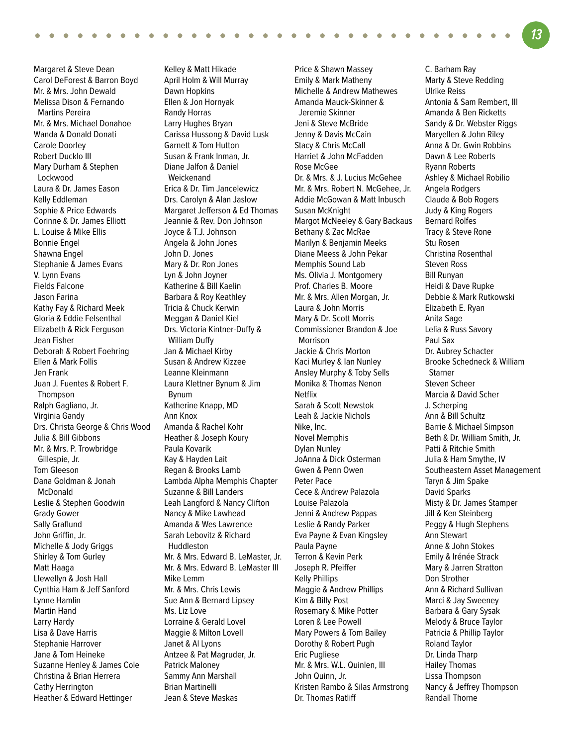Margaret & Steve Dean
Carol DeForest & Barron Boyd
Mr. & Mrs. John Dewald
Melissa Dison & Fernando Martins Pereira
Mr. & Mrs. Michael Donahoe
Wanda & Donald Donati
Carole Doorley
Robert Ducklo III
Mary Durham & Stephen Lockwood
Laura & Dr. James Eason
Kelly Eddleman
Sophie & Price Edwards
Corinne & Dr. James Elliott
L. Louise & Mike Ellis
Bonnie Engel
Shawna Engel
Stephanie & James Evans
V. Lynn Evans
Fields Falcone
Jason Farina
Kathy Fay & Richard Meek
Gloria & Eddie Felsenthal
Elizabeth & Rick Ferguson
Jean Fisher
Deborah & Robert Foehring
Ellen & Mark Follis
Jen Frank
Juan J. Fuentes & Robert F. Thompson
Ralph Gagliano, Jr.
Virginia Gandy
Drs. Christa George & Chris Wood
Julia & Bill Gibbons
Mr. & Mrs. P. Trowbridge Gillespie, Jr.
Tom Gleeson
Dana Goldman & Jonah McDonald
Leslie & Stephen Goodwin
Grady Gower
Sally Graflund
John Griffin, Jr.
Michelle & Jody Griggs
Shirley & Tom Gurley
Matt Haaga
Llewellyn & Josh Hall
Cynthia Ham & Jeff Sanford
Lynne Hamlin
Martin Hand
Larry Hardy
Lisa & Dave Harris
Stephanie Harrover
Jane & Tom Heineke
Suzanne Henley & James Cole
Christina & Brian Herrera
Cathy Herrington
Heather & Edward Hettinger
Kelley & Matt Hikade
April Holm & Will Murray
Dawn Hopkins
Ellen & Jon Hornyak
Randy Horras
Larry Hughes Bryan
Carissa Hussong & David Lusk
Garnett & Tom Hutton
Susan & Frank Inman, Jr.
Diane Jalfon & Daniel Weickenand
Erica & Dr. Tim Jancelewicz
Drs. Carolyn & Alan Jaslow
Margaret Jefferson & Ed Thomas
Jeannie & Rev. Don Johnson
Joyce & T.J. Johnson
Angela & John Jones
John D. Jones
Mary & Dr. Ron Jones
Lyn & John Joyner
Katherine & Bill Kaelin
Barbara & Roy Keathley
Tricia & Chuck Kerwin
Meggan & Daniel Kiel
Drs. Victoria Kintner-Duffy & William Duffy
Jan & Michael Kirby
Susan & Andrew Kizzee
Leanne Kleinmann
Laura Klettner Bynum & Jim Bynum
Katherine Knapp, MD
Ann Knox
Amanda & Rachel Kohr
Heather & Joseph Koury
Paula Kovarik
Kay & Hayden Lait
Regan & Brooks Lamb
Lambda Alpha Memphis Chapter
Suzanne & Bill Landers
Leah Langford & Nancy Clifton
Nancy & Mike Lawhead
Amanda & Wes Lawrence
Sarah Lebovitz & Richard Huddleston
Mr. & Mrs. Edward B. LeMaster, Jr.
Mr. & Mrs. Edward B. LeMaster III
Mike Lemm
Mr. & Mrs. Chris Lewis
Sue Ann & Bernard Lipsey
Ms. Liz Love
Lorraine & Gerald Lovel
Maggie & Milton Lovell
Janet & Al Lyons
Antzee & Pat Magruder, Jr.
Patrick Maloney
Sammy Ann Marshall
Brian Martinelli
Jean & Steve Maskas
Price & Shawn Massey
Emily & Mark Matheny
Michelle & Andrew Mathewes
Amanda Mauck-Skinner & Jeremie Skinner
Jeni & Steve McBride
Jenny & Davis McCain
Stacy & Chris McCall
Harriet & John McFadden
Rose McGee
Dr. & Mrs. & J. Lucius McGehee
Mr. & Mrs. Robert N. McGehee, Jr.
Addie McGowan & Matt Inbusch
Susan McKnight
Margot McNeeley & Gary Backaus
Bethany & Zac McRae
Marilyn & Benjamin Meeks
Diane Meess & John Pekar
Memphis Sound Lab
Ms. Olivia J. Montgomery
Prof. Charles B. Moore
Mr. & Mrs. Allen Morgan, Jr.
Laura & John Morris
Mary & Dr. Scott Morris
Commissioner Brandon & Joe Morrison
Jackie & Chris Morton
Kaci Murley & Ian Nunley
Ansley Murphy & Toby Sells
Monika & Thomas Nenon
Netflix
Sarah & Scott Newstok
Leah & Jackie Nichols
Nike, Inc.
Novel Memphis
Dylan Nunley
JoAnna & Dick Osterman
Gwen & Penn Owen
Peter Pace
Cece & Andrew Palazola
Louise Palazola
Jenni & Andrew Pappas
Leslie & Randy Parker
Eva Payne & Evan Kingsley
Paula Payne
Terron & Kevin Perk
Joseph R. Pfeiffer
Kelly Phillips
Maggie & Andrew Phillips
Kim & Billy Post
Rosemary & Mike Potter
Loren & Lee Powell
Mary Powers & Tom Bailey
Dorothy & Robert Pugh
Eric Pugliese
Mr. & Mrs. W.L. Quinlen, III
John Quinn, Jr.
Kristen Rambo & Silas Armstrong
Dr. Thomas Ratliff
C. Barham Ray
Marty & Steve Redding
Ulrike Reiss
Antonia & Sam Rembert, III
Amanda & Ben Ricketts
Sandy & Dr. Webster Riggs
Maryellen & John Riley
Anna & Dr. Gwin Robbins
Dawn & Lee Roberts
Ryann Roberts
Ashley & Michael Robilio
Angela Rodgers
Claude & Bob Rogers
Judy & King Rogers
Bernard Rolfes
Tracy & Steve Rone
Stu Rosen
Christina Rosenthal
Steven Ross
Bill Runyan
Heidi & Dave Rupke
Debbie & Mark Rutkowski
Elizabeth E. Ryan
Anita Sage
Lelia & Russ Savory
Paul Sax
Dr. Aubrey Schacter
Brooke Schedneck & William Starner
Steven Scheer
Marcia & David Scher
J. Scherping
Ann & Bill Schultz
Barrie & Michael Simpson
Beth & Dr. William Smith, Jr.
Patti & Ritchie Smith
Julia & Ham Smythe, IV
Southeastern Asset Management
Taryn & Jim Spake
David Sparks
Misty & Dr. James Stamper
Jill & Ken Steinberg
Peggy & Hugh Stephens
Ann Stewart
Anne & John Stokes
Emily & Irénée Strack
Mary & Jarren Stratton
Don Strother
Ann & Richard Sullivan
Marci & Jay Sweeney
Barbara & Gary Sysak
Melody & Bruce Taylor
Patricia & Phillip Taylor
Roland Taylor
Dr. Linda Tharp
Hailey Thomas
Lissa Thompson
Nancy & Jeffrey Thompson
Randall Thorne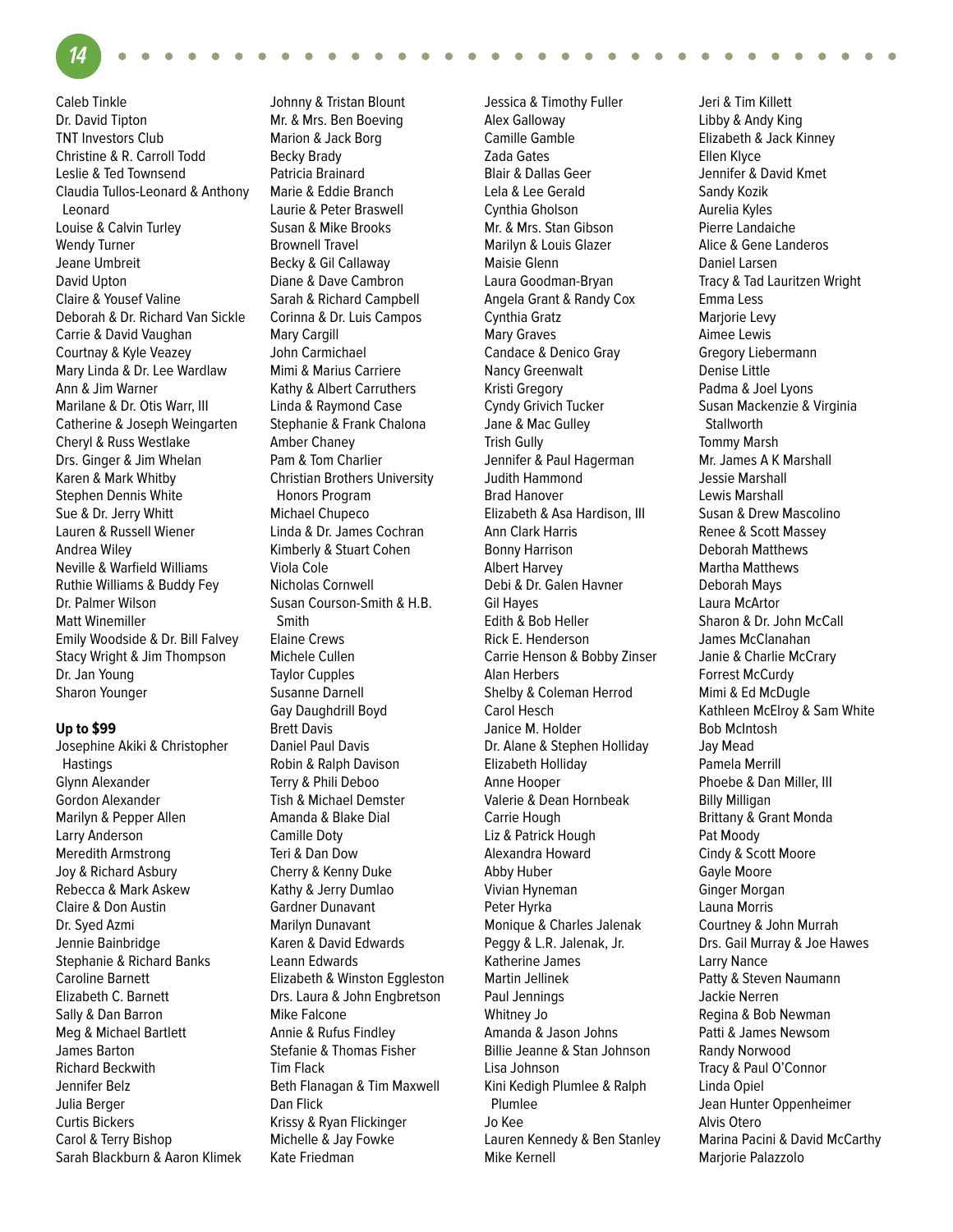Caleb Tinkle
Dr. David Tipton
TNT Investors Club
Christine & R. Carroll Todd
Leslie & Ted Townsend
Claudia Tullos-Leonard & Anthony Leonard
Louise & Calvin Turley
Wendy Turner
Jeane Umbreit
David Upton
Claire & Yousef Valine
Deborah & Dr. Richard Van Sickle
Carrie & David Vaughan
Courtnay & Kyle Veazey
Mary Linda & Dr. Lee Wardlaw
Ann & Jim Warner
Marilane & Dr. Otis Warr, III
Catherine & Joseph Weingarten
Cheryl & Russ Westlake
Drs. Ginger & Jim Whelan
Karen & Mark Whitby
Stephen Dennis White
Sue & Dr. Jerry Whitt
Lauren & Russell Wiener
Andrea Wiley
Neville & Warfield Williams
Ruthie Williams & Buddy Fey
Dr. Palmer Wilson
Matt Winemiller
Emily Woodside & Dr. Bill Falvey
Stacy Wright & Jim Thompson
Dr. Jan Young
Sharon Younger

**Up to $99**

Josephine Akiki & Christopher Hastings
Glynn Alexander
Gordon Alexander
Marilyn & Pepper Allen
Larry Anderson
Meredith Armstrong
Joy & Richard Asbury
Rebecca & Mark Askew
Claire & Don Austin
Dr. Syed Azmi
Jennie Bainbridge
Stephanie & Richard Banks
Caroline Barnett
Elizabeth C. Barnett
Sally & Dan Barron
Meg & Michael Bartlett
James Barton
Richard Beckwith
Jennifer Belz
Julia Berger
Curtis Bickers
Carol & Terry Bishop
Sarah Blackburn & Aaron Klimek
Johnny & Tristan Blount
Mr. & Mrs. Ben Boeving
Marion & Jack Borg
Becky Brady
Patricia Brainard
Marie & Eddie Branch
Laurie & Peter Braswell
Susan & Mike Brooks
Brownell Travel
Becky & Gil Callaway
Diane & Dave Cambron
Sarah & Richard Campbell
Corinna & Dr. Luis Campos
Mary Cargill
John Carmichael
Mimi & Marius Carriere
Kathy & Albert Carruthers
Linda & Raymond Case
Stephanie & Frank Chalona
Amber Chaney
Pam & Tom Charlier
Christian Brothers University Honors Program
Michael Chupeco
Linda & Dr. James Cochran
Kimberly & Stuart Cohen
Viola Cole
Nicholas Cornwell
Susan Courson-Smith & H.B. Smith
Elaine Crews
Michele Cullen
Taylor Cupples
Susanne Darnell
Gay Daughdrill Boyd
Brett Davis
Daniel Paul Davis
Robin & Ralph Davison
Terry & Phili Deboo
Tish & Michael Demster
Amanda & Blake Dial
Camille Doty
Teri & Dan Dow
Cherry & Kenny Duke
Kathy & Jerry Dumlao
Gardner Dunavant
Marilyn Dunavant
Karen & David Edwards
Leann Edwards
Elizabeth & Winston Eggleston
Drs. Laura & John Engbretson
Mike Falcone
Annie & Rufus Findley
Stefanie & Thomas Fisher
Tim Flack
Beth Flanagan & Tim Maxwell
Dan Flick
Krissy & Ryan Flickinger
Michelle & Jay Fowke
Kate Friedman
Jessica & Timothy Fuller
Alex Galloway
Camille Gamble
Zada Gates
Blair & Dallas Geer
Lela & Lee Gerald
Cynthia Gholson
Mr. & Mrs. Stan Gibson
Marilyn & Louis Glazer
Maisie Glenn
Laura Goodman-Bryan
Angela Grant & Randy Cox
Cynthia Gratz
Mary Graves
Candace & Denico Gray
Nancy Greenwalt
Kristi Gregory
Cyndy Grivich Tucker
Jane & Mac Gulley
Trish Gully
Jennifer & Paul Hagerman
Judith Hammond
Brad Hanover
Elizabeth & Asa Hardison, III
Ann Clark Harris
Bonny Harrison
Albert Harvey
Debi & Dr. Galen Havner
Gil Hayes
Edith & Bob Heller
Rick E. Henderson
Carrie Henson & Bobby Zinser
Alan Herbers
Shelby & Coleman Herrod
Carol Hesch
Janice M. Holder
Dr. Alane & Stephen Holliday
Elizabeth Holliday
Anne Hooper
Valerie & Dean Hornbeak
Carrie Hough
Liz & Patrick Hough
Alexandra Howard
Abby Huber
Vivian Hyneman
Peter Hyrka
Monique & Charles Jalenak
Peggy & L.R. Jalenak, Jr.
Katherine James
Martin Jellinek
Paul Jennings
Whitney Jo
Amanda & Jason Johns
Billie Jeanne & Stan Johnson
Lisa Johnson
Kini Kedigh Plumlee & Ralph Plumlee
Jo Kee
Lauren Kennedy & Ben Stanley
Mike Kernell
Jeri & Tim Killett
Libby & Andy King
Elizabeth & Jack Kinney
Ellen Klyce
Jennifer & David Kmet
Sandy Kozik
Aurelia Kyles
Pierre Landaiche
Alice & Gene Landeros
Daniel Larsen
Tracy & Tad Lauritzen Wright
Emma Less
Marjorie Levy
Aimee Lewis
Gregory Liebermann
Denise Little
Padma & Joel Lyons
Susan Mackenzie & Virginia Stallworth
Tommy Marsh
Mr. James A K Marshall
Jessie Marshall
Lewis Marshall
Susan & Drew Mascolino
Renee & Scott Massey
Deborah Matthews
Martha Matthews
Deborah Mays
Laura McArtor
Sharon & Dr. John McCall
James McClanahan
Janie & Charlie McCrary
Forrest McCurdy
Mimi & Ed McDugle
Kathleen McElroy & Sam White
Bob McIntosh
Jay Mead
Pamela Merrill
Phoebe & Dan Miller, III
Billy Milligan
Brittany & Grant Monda
Pat Moody
Cindy & Scott Moore
Gayle Moore
Ginger Morgan
Launa Morris
Courtney & John Murrah
Drs. Gail Murray & Joe Hawes
Larry Nance
Patty & Steven Naumann
Jackie Nerren
Regina & Bob Newman
Patti & James Newsom
Randy Norwood
Tracy & Paul O'Connor
Linda Opiel
Jean Hunter Oppenheimer
Alvis Otero
Marina Pacini & David McCarthy
Marjorie Palazzolo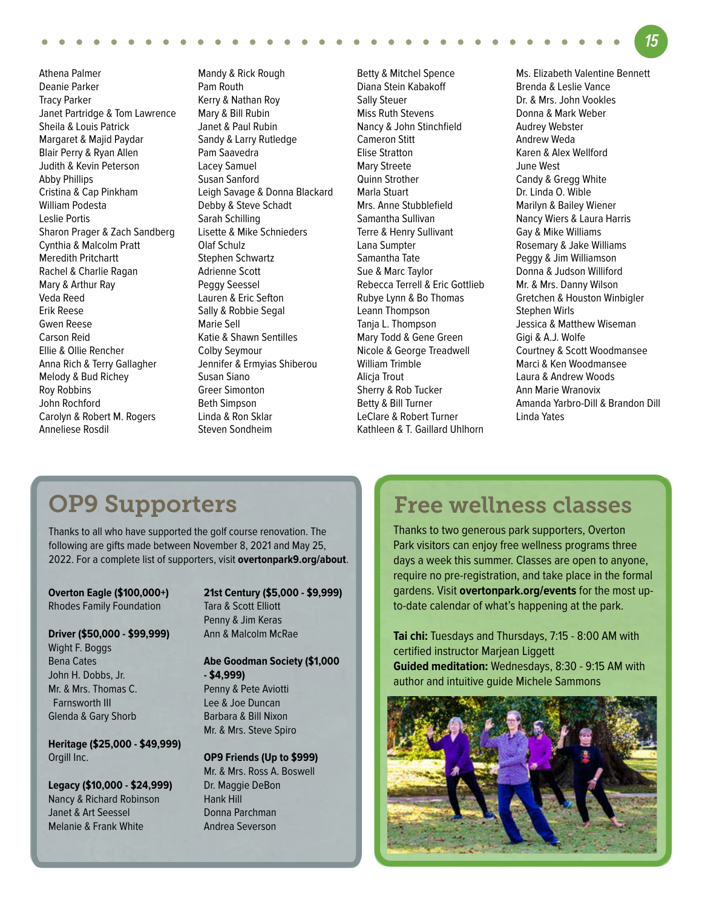Athena Palmer
Deanie Parker
Tracy Parker
Janet Partridge & Tom Lawrence
Sheila & Louis Patrick
Margaret & Majid Paydar
Blair Perry & Ryan Allen
Judith & Kevin Peterson
Abby Phillips
Cristina & Cap Pinkham
William Podesta
Leslie Portis
Sharon Prager & Zach Sandberg
Cynthia & Malcolm Pratt
Meredith Pritchartt
Rachel & Charlie Ragan
Mary & Arthur Ray
Veda Reed
Erik Reese
Gwen Reese
Carson Reid
Ellie & Ollie Rencher
Anna Rich & Terry Gallagher
Melody & Bud Richey
Roy Robbins
John Rochford
Carolyn & Robert M. Rogers
Anneliese Rosdil
Mandy & Rick Rough
Pam Routh
Kerry & Nathan Roy
Mary & Bill Rubin
Janet & Paul Rubin
Sandy & Larry Rutledge
Pam Saavedra
Lacey Samuel
Susan Sanford
Leigh Savage & Donna Blackard
Debby & Steve Schadt
Sarah Schilling
Lisette & Mike Schnieders
Olaf Schulz
Stephen Schwartz
Adrienne Scott
Peggy Seessel
Lauren & Eric Sefton
Sally & Robbie Segal
Marie Sell
Katie & Shawn Sentilles
Colby Seymour
Jennifer & Ermyias Shiberou
Susan Siano
Greer Simonton
Beth Simpson
Linda & Ron Sklar
Steven Sondheim
Betty & Mitchel Spence
Diana Stein Kabakoff
Sally Steuer
Miss Ruth Stevens
Nancy & John Stinchfield
Cameron Stitt
Elise Stratton
Mary Streete
Quinn Strother
Marla Stuart
Mrs. Anne Stubblefield
Samantha Sullivan
Terre & Henry Sullivant
Lana Sumpter
Samantha Tate
Sue & Marc Taylor
Rebecca Terrell & Eric Gottlieb
Rubye Lynn & Bo Thomas
Leann Thompson
Tanja L. Thompson
Mary Todd & Gene Green
Nicole & George Treadwell
William Trimble
Alicja Trout
Sherry & Rob Tucker
Betty & Bill Turner
LeClare & Robert Turner
Kathleen & T. Gaillard Uhlhorn
Ms. Elizabeth Valentine Bennett
Brenda & Leslie Vance
Dr. & Mrs. John Vookles
Donna & Mark Weber
Audrey Webster
Andrew Weda
Karen & Alex Wellford
June West
Candy & Gregg White
Dr. Linda O. Wible
Marilyn & Bailey Wiener
Nancy Wiers & Laura Harris
Gay & Mike Williams
Rosemary & Jake Williams
Peggy & Jim Williamson
Donna & Judson Williford
Mr. & Mrs. Danny Wilson
Gretchen & Houston Winbigler
Stephen Wirls
Jessica & Matthew Wiseman
Gigi & A.J. Wolfe
Courtney & Scott Woodmansee
Marci & Ken Woodmansee
Laura & Andrew Woods
Ann Marie Wranovix
Amanda Yarbro-Dill & Brandon Dill
Linda Yates

# OP9 Supporters

Thanks to all who have supported the golf course renovation. The following are gifts made between November 8, 2021 and May 25, 2022. For a complete list of supporters, visit **overtonpark9.org/about**.

**Overton Eagle ($100,000+)**
Rhodes Family Foundation

**Driver ($50,000 - $99,999)**
Wight F. Boggs
Bena Cates
John H. Dobbs, Jr.
Mr. & Mrs. Thomas C. Farnsworth III
Glenda & Gary Shorb

**Heritage ($25,000 - $49,999)**
Orgill Inc.

**Legacy ($10,000 - $24,999)**
Nancy & Richard Robinson
Janet & Art Seessel
Melanie & Frank White

**21st Century ($5,000 - $9,999)**
Tara & Scott Elliott
Penny & Jim Keras
Ann & Malcolm McRae

**Abe Goodman Society ($1,000 - $4,999)**
Penny & Pete Aviotti
Lee & Joe Duncan
Barbara & Bill Nixon
Mr. & Mrs. Steve Spiro

**OP9 Friends (Up to $999)**
Mr. & Mrs. Ross A. Boswell
Dr. Maggie DeBon
Hank Hill
Donna Parchman
Andrea Severson

# Free wellness classes

Thanks to two generous park supporters, Overton Park visitors can enjoy free wellness programs three days a week this summer. Classes are open to anyone, require no pre-registration, and take place in the formal gardens. Visit **overtonpark.org/events** for the most up-to-date calendar of what's happening at the park.

**Tai chi:** Tuesdays and Thursdays, 7:15 - 8:00 AM with certified instructor Marjean Liggett
**Guided meditation:** Wednesdays, 8:30 - 9:15 AM with author and intuitive guide Michele Sammons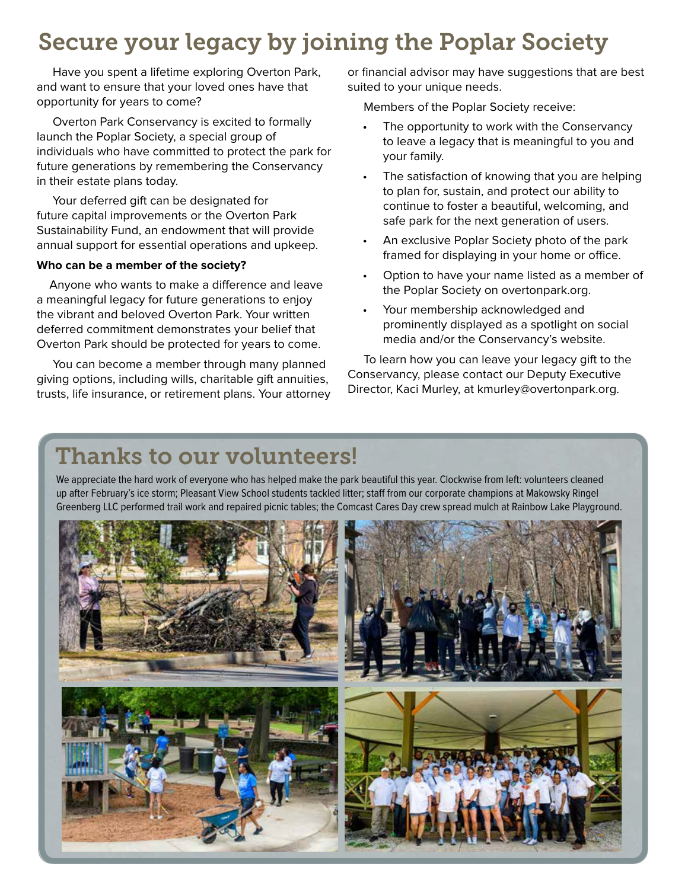# Secure your legacy by joining the Poplar Society

Have you spent a lifetime exploring Overton Park, and want to ensure that your loved ones have that opportunity for years to come?

Overton Park Conservancy is excited to formally launch the Poplar Society, a special group of individuals who have committed to protect the park for future generations by remembering the Conservancy in their estate plans today.

Your deferred gift can be designated for future capital improvements or the Overton Park Sustainability Fund, an endowment that will provide annual support for essential operations and upkeep.

**Who can be a member of the society?**

Anyone who wants to make a difference and leave a meaningful legacy for future generations to enjoy the vibrant and beloved Overton Park. Your written deferred commitment demonstrates your belief that Overton Park should be protected for years to come.

You can become a member through many planned giving options, including wills, charitable gift annuities, trusts, life insurance, or retirement plans. Your attorney or financial advisor may have suggestions that are best suited to your unique needs.

Members of the Poplar Society receive:

- The opportunity to work with the Conservancy to leave a legacy that is meaningful to you and your family.
- The satisfaction of knowing that you are helping to plan for, sustain, and protect our ability to continue to foster a beautiful, welcoming, and safe park for the next generation of users.
- An exclusive Poplar Society photo of the park framed for displaying in your home or office.
- Option to have your name listed as a member of the Poplar Society on overtonpark.org.
- Your membership acknowledged and prominently displayed as a spotlight on social media and/or the Conservancy's website.

To learn how you can leave your legacy gift to the Conservancy, please contact our Deputy Executive Director, Kaci Murley, at kmurley@overtonpark.org.

## Thanks to our volunteers!

We appreciate the hard work of everyone who has helped make the park beautiful this year. Clockwise from left: volunteers cleaned up after February's ice storm; Pleasant View School students tackled litter; staff from our corporate champions at Makowsky Ringel Greenberg LLC performed trail work and repaired picnic tables; the Comcast Cares Day crew spread mulch at Rainbow Lake Playground.